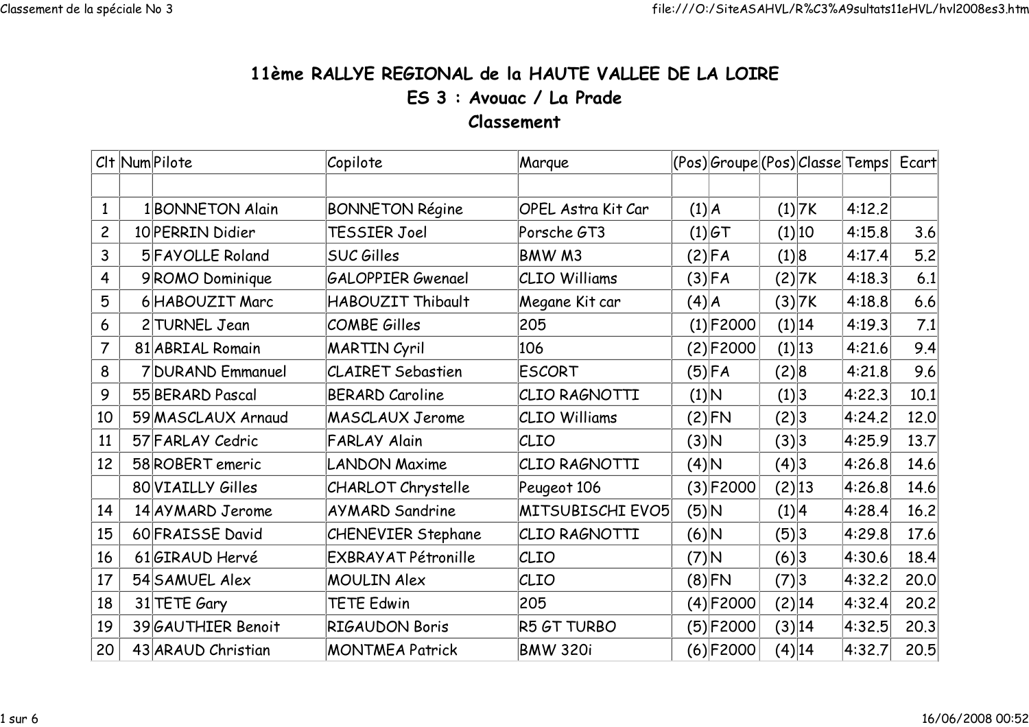# 11ème RALLYE REGIONAL de la HAUTE VALLEE DE LA LOIRE

## ES 3 : Avouac / La Prade

## Classement

| Clt | Num | Pilote | Copilote | Marque | (Pos) | Groupe | (Pos) | Classe | Temps | Ecart |
|---|---|---|---|---|---|---|---|---|---|---|
| | | | | | | | | | | |
| 1 | 1 | BONNETON Alain | BONNETON Régine | OPEL Astra Kit Car | (1) | A | (1) | 7K | 4:12.2 | |
| 2 | 10 | PERRIN Didier | TESSIER Joel | Porsche GT3 | (1) | GT | (1) | 10 | 4:15.8 | 3.6 |
| 3 | 5 | FAYOLLE Roland | SUC Gilles | BMW M3 | (2) | FA | (1) | 8 | 4:17.4 | 5.2 |
| 4 | 9 | ROMO Dominique | GALOPPIER Gwenael | CLIO Williams | (3) | FA | (2) | 7K | 4:18.3 | 6.1 |
| 5 | 6 | HABOUZIT Marc | HABOUZIT Thibault | Megane Kit car | (4) | A | (3) | 7K | 4:18.8 | 6.6 |
| 6 | 2 | TURNEL Jean | COMBE Gilles | 205 | (1) | F2000 | (1) | 14 | 4:19.3 | 7.1 |
| 7 | 81 | ABRIAL Romain | MARTIN Cyril | 106 | (2) | F2000 | (1) | 13 | 4:21.6 | 9.4 |
| 8 | 7 | DURAND Emmanuel | CLAIRET Sebastien | ESCORT | (5) | FA | (2) | 8 | 4:21.8 | 9.6 |
| 9 | 55 | BERARD Pascal | BERARD Caroline | CLIO RAGNOTTI | (1) | N | (1) | 3 | 4:22.3 | 10.1 |
| 10 | 59 | MASCLAUX Arnaud | MASCLAUX Jerome | CLIO Williams | (2) | FN | (2) | 3 | 4:24.2 | 12.0 |
| 11 | 57 | FARLAY Cedric | FARLAY Alain | CLIO | (3) | N | (3) | 3 | 4:25.9 | 13.7 |
| 12 | 58 | ROBERT emeric | LANDON Maxime | CLIO RAGNOTTI | (4) | N | (4) | 3 | 4:26.8 | 14.6 |
| | 80 | VIAILLY Gilles | CHARLOT Chrystelle | Peugeot 106 | (3) | F2000 | (2) | 13 | 4:26.8 | 14.6 |
| 14 | 14 | AYMARD Jerome | AYMARD Sandrine | MITSUBISCHI EVO5 | (5) | N | (1) | 4 | 4:28.4 | 16.2 |
| 15 | 60 | FRAISSE David | CHENEVIER Stephane | CLIO RAGNOTTI | (6) | N | (5) | 3 | 4:29.8 | 17.6 |
| 16 | 61 | GIRAUD Hervé | EXBRAYAT Pétronille | CLIO | (7) | N | (6) | 3 | 4:30.6 | 18.4 |
| 17 | 54 | SAMUEL Alex | MOULIN Alex | CLIO | (8) | FN | (7) | 3 | 4:32.2 | 20.0 |
| 18 | 31 | TETE Gary | TETE Edwin | 205 | (4) | F2000 | (2) | 14 | 4:32.4 | 20.2 |
| 19 | 39 | GAUTHIER Benoit | RIGAUDON Boris | R5 GT TURBO | (5) | F2000 | (3) | 14 | 4:32.5 | 20.3 |
| 20 | 43 | ARAUD Christian | MONTMEA Patrick | BMW 320i | (6) | F2000 | (4) | 14 | 4:32.7 | 20.5 |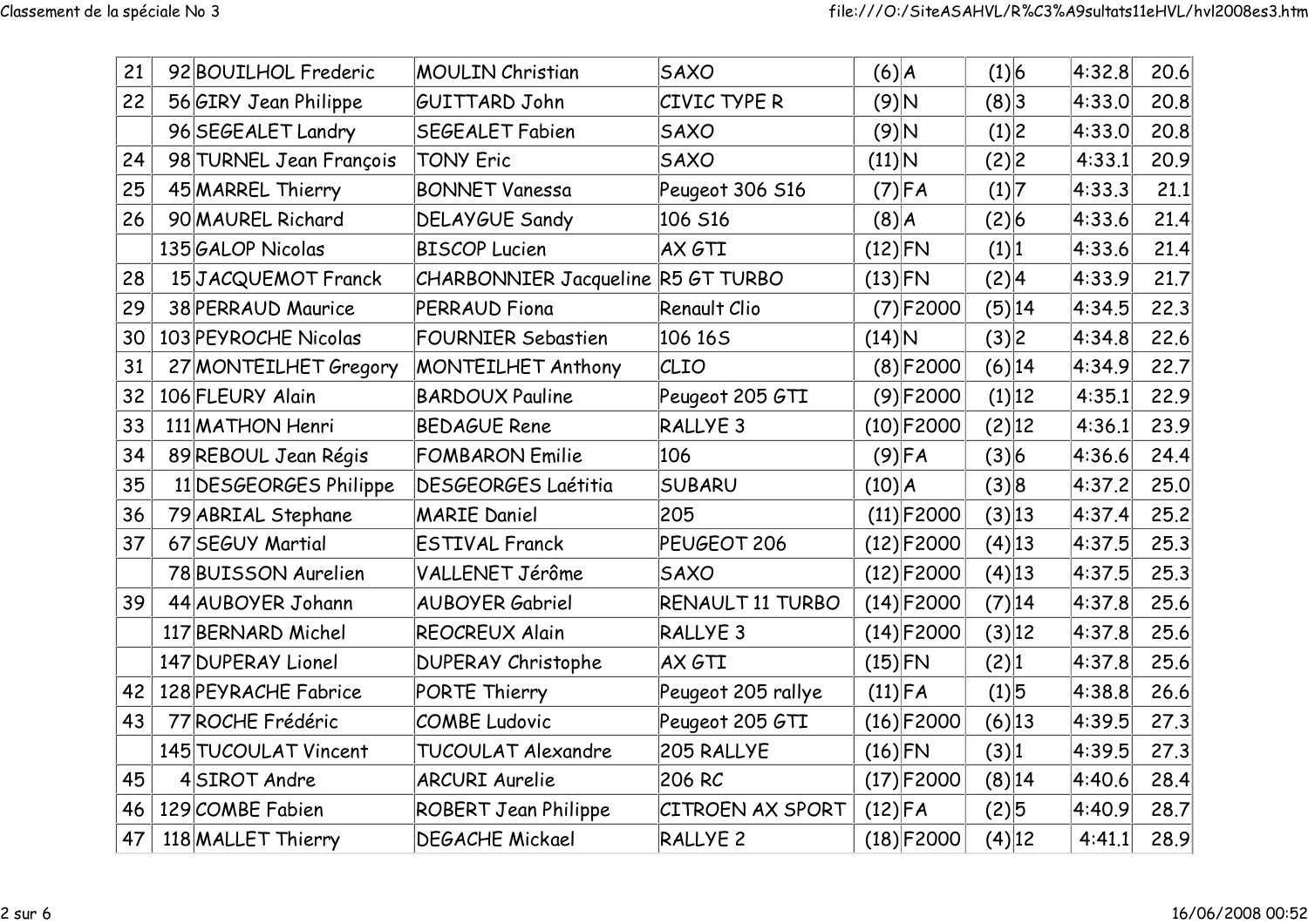| 21 | 92 | BOUILHOL Frederic | MOULIN Christian | SAXO | (6) | A | (1) | 6 | 4:32.8 | 20.6 |
|---|---|---|---|---|---|---|---|---|---|---|
| 22 | 56 | GIRY Jean Philippe | GUITTARD John | CIVIC TYPE R | (9) | N | (8) | 3 | 4:33.0 | 20.8 |
| | 96 | SEGEALET Landry | SEGEALET Fabien | SAXO | (9) | N | (1) | 2 | 4:33.0 | 20.8 |
| 24 | 98 | TURNEL Jean François | TONY Eric | SAXO | (11) | N | (2) | 2 | 4:33.1 | 20.9 |
| 25 | 45 | MARREL Thierry | BONNET Vanessa | Peugeot 306 S16 | (7) | FA | (1) | 7 | 4:33.3 | 21.1 |
| 26 | 90 | MAUREL Richard | DELAYGUE Sandy | 106 S16 | (8) | A | (2) | 6 | 4:33.6 | 21.4 |
| | 135 | GALOP Nicolas | BISCOP Lucien | AX GTI | (12) | FN | (1) | 1 | 4:33.6 | 21.4 |
| 28 | 15 | JACQUEMOT Franck | CHARBONNIER Jacqueline | R5 GT TURBO | (13) | FN | (2) | 4 | 4:33.9 | 21.7 |
| 29 | 38 | PERRAUD Maurice | PERRAUD Fiona | Renault Clio | (7) | F2000 | (5) | 14 | 4:34.5 | 22.3 |
| 30 | 103 | PEYROCHE Nicolas | FOURNIER Sebastien | 106 16S | (14) | N | (3) | 2 | 4:34.8 | 22.6 |
| 31 | 27 | MONTEILHET Gregory | MONTEILHET Anthony | CLIO | (8) | F2000 | (6) | 14 | 4:34.9 | 22.7 |
| 32 | 106 | FLEURY Alain | BARDOUX Pauline | Peugeot 205 GTI | (9) | F2000 | (1) | 12 | 4:35.1 | 22.9 |
| 33 | 111 | MATHON Henri | BEDAGUE Rene | RALLYE 3 | (10) | F2000 | (2) | 12 | 4:36.1 | 23.9 |
| 34 | 89 | REBOUL Jean Régis | FOMBARON Emilie | 106 | (9) | FA | (3) | 6 | 4:36.6 | 24.4 |
| 35 | 11 | DESGEORGES Philippe | DESGEORGES Laétitia | SUBARU | (10) | A | (3) | 8 | 4:37.2 | 25.0 |
| 36 | 79 | ABRIAL Stephane | MARIE Daniel | 205 | (11) | F2000 | (3) | 13 | 4:37.4 | 25.2 |
| 37 | 67 | SEGUY Martial | ESTIVAL Franck | PEUGEOT 206 | (12) | F2000 | (4) | 13 | 4:37.5 | 25.3 |
| | 78 | BUISSON Aurelien | VALLENET Jérôme | SAXO | (12) | F2000 | (4) | 13 | 4:37.5 | 25.3 |
| 39 | 44 | AUBOYER Johann | AUBOYER Gabriel | RENAULT 11 TURBO | (14) | F2000 | (7) | 14 | 4:37.8 | 25.6 |
| | 117 | BERNARD Michel | REOCREUX Alain | RALLYE 3 | (14) | F2000 | (3) | 12 | 4:37.8 | 25.6 |
| | 147 | DUPERAY Lionel | DUPERAY Christophe | AX GTI | (15) | FN | (2) | 1 | 4:37.8 | 25.6 |
| 42 | 128 | PEYRACHE Fabrice | PORTE Thierry | Peugeot 205 rallye | (11) | FA | (1) | 5 | 4:38.8 | 26.6 |
| 43 | 77 | ROCHE Frédéric | COMBE Ludovic | Peugeot 205 GTI | (16) | F2000 | (6) | 13 | 4:39.5 | 27.3 |
| | 145 | TUCOULAT Vincent | TUCOULAT Alexandre | 205 RALLYE | (16) | FN | (3) | 1 | 4:39.5 | 27.3 |
| 45 | 4 | SIROT Andre | ARCURI Aurelie | 206 RC | (17) | F2000 | (8) | 14 | 4:40.6 | 28.4 |
| 46 | 129 | COMBE Fabien | ROBERT Jean Philippe | CITROEN AX SPORT | (12) | FA | (2) | 5 | 4:40.9 | 28.7 |
| 47 | 118 | MALLET Thierry | DEGACHE Mickael | RALLYE 2 | (18) | F2000 | (4) | 12 | 4:41.1 | 28.9 |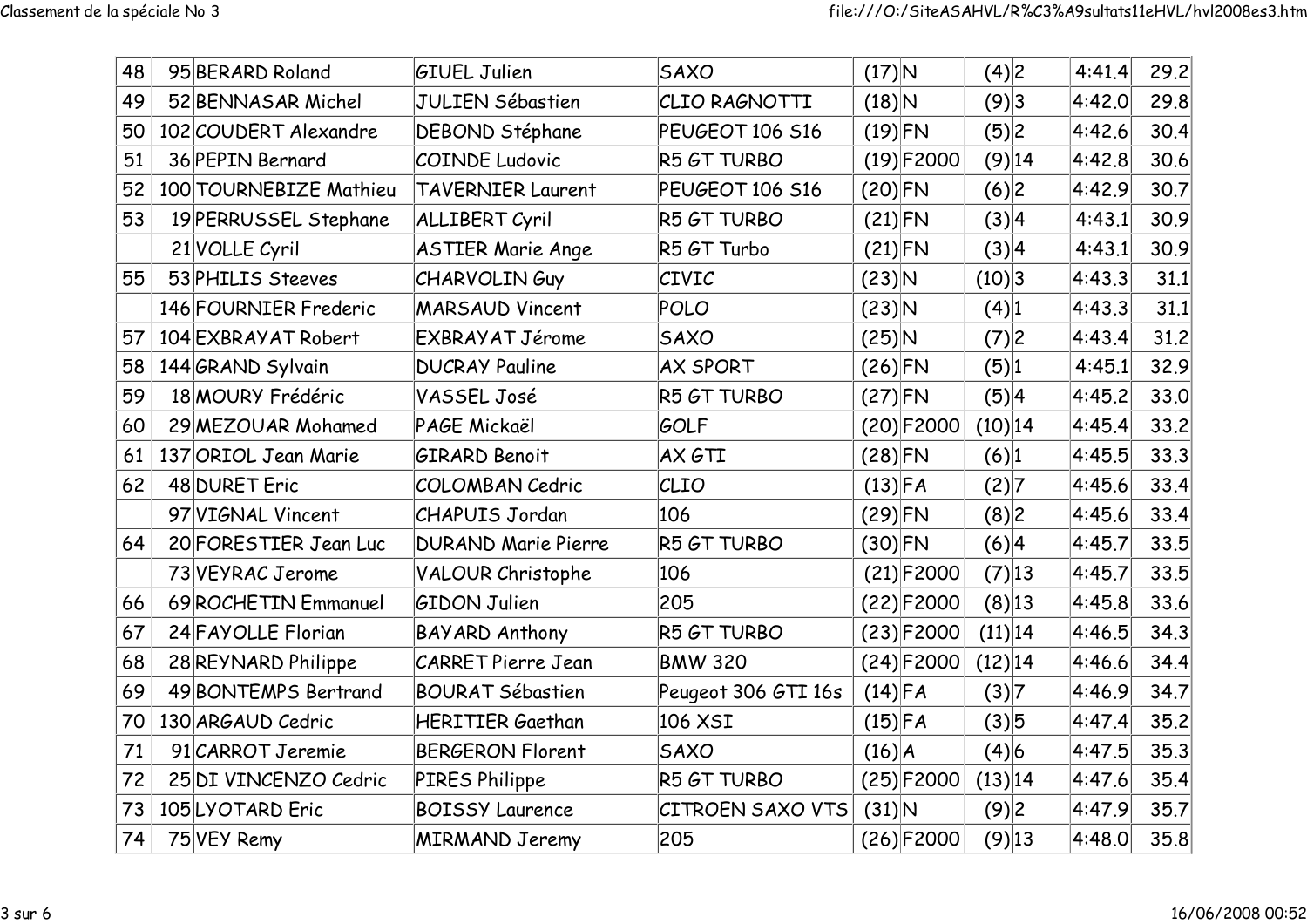| 48 | 95 | BERARD Roland | GIUEL Julien | SAXO | (17) | N | (4) | 2 | 4:41.4 | 29.2 |
|---|---|---|---|---|---|---|---|---|---|---|
| 49 | 52 | BENNASAR Michel | JULIEN Sébastien | CLIO RAGNOTTI | (18) | N | (9) | 3 | 4:42.0 | 29.8 |
| 50 | 102 | COUDERT Alexandre | DEBOND Stéphane | PEUGEOT 106 S16 | (19) | FN | (5) | 2 | 4:42.6 | 30.4 |
| 51 | 36 | PEPIN Bernard | COINDE Ludovic | R5 GT TURBO | (19) | F2000 | (9) | 14 | 4:42.8 | 30.6 |
| 52 | 100 | TOURNEBIZE Mathieu | TAVERNIER Laurent | PEUGEOT 106 S16 | (20) | FN | (6) | 2 | 4:42.9 | 30.7 |
| 53 | 19 | PERRUSSEL Stephane | ALLIBERT Cyril | R5 GT TURBO | (21) | FN | (3) | 4 | 4:43.1 | 30.9 |
| | 21 | VOLLE Cyril | ASTIER Marie Ange | R5 GT Turbo | (21) | FN | (3) | 4 | 4:43.1 | 30.9 |
| 55 | 53 | PHILIS Steeves | CHARVOLIN Guy | CIVIC | (23) | N | (10) | 3 | 4:43.3 | 31.1 |
| | 146 | FOURNIER Frederic | MARSAUD Vincent | POLO | (23) | N | (4) | 1 | 4:43.3 | 31.1 |
| 57 | 104 | EXBRAYAT Robert | EXBRAYAT Jérome | SAXO | (25) | N | (7) | 2 | 4:43.4 | 31.2 |
| 58 | 144 | GRAND Sylvain | DUCRAY Pauline | AX SPORT | (26) | FN | (5) | 1 | 4:45.1 | 32.9 |
| 59 | 18 | MOURY Frédéric | VASSEL José | R5 GT TURBO | (27) | FN | (5) | 4 | 4:45.2 | 33.0 |
| 60 | 29 | MEZOUAR Mohamed | PAGE Mickaël | GOLF | (20) | F2000 | (10) | 14 | 4:45.4 | 33.2 |
| 61 | 137 | ORIOL Jean Marie | GIRARD Benoit | AX GTI | (28) | FN | (6) | 1 | 4:45.5 | 33.3 |
| 62 | 48 | DURET Eric | COLOMBAN Cedric | CLIO | (13) | FA | (2) | 7 | 4:45.6 | 33.4 |
| | 97 | VIGNAL Vincent | CHAPUIS Jordan | 106 | (29) | FN | (8) | 2 | 4:45.6 | 33.4 |
| 64 | 20 | FORESTIER Jean Luc | DURAND Marie Pierre | R5 GT TURBO | (30) | FN | (6) | 4 | 4:45.7 | 33.5 |
| | 73 | VEYRAC Jerome | VALOUR Christophe | 106 | (21) | F2000 | (7) | 13 | 4:45.7 | 33.5 |
| 66 | 69 | ROCHETIN Emmanuel | GIDON Julien | 205 | (22) | F2000 | (8) | 13 | 4:45.8 | 33.6 |
| 67 | 24 | FAYOLLE Florian | BAYARD Anthony | R5 GT TURBO | (23) | F2000 | (11) | 14 | 4:46.5 | 34.3 |
| 68 | 28 | REYNARD Philippe | CARRET Pierre Jean | BMW 320 | (24) | F2000 | (12) | 14 | 4:46.6 | 34.4 |
| 69 | 49 | BONTEMPS Bertrand | BOURAT Sébastien | Peugeot 306 GTI 16s | (14) | FA | (3) | 7 | 4:46.9 | 34.7 |
| 70 | 130 | ARGAUD Cedric | HERITIER Gaethan | 106 XSI | (15) | FA | (3) | 5 | 4:47.4 | 35.2 |
| 71 | 91 | CARROT Jeremie | BERGERON Florent | SAXO | (16) | A | (4) | 6 | 4:47.5 | 35.3 |
| 72 | 25 | DI VINCENZO Cedric | PIRES Philippe | R5 GT TURBO | (25) | F2000 | (13) | 14 | 4:47.6 | 35.4 |
| 73 | 105 | LYOTARD Eric | BOISSY Laurence | CITROEN SAXO VTS | (31) | N | (9) | 2 | 4:47.9 | 35.7 |
| 74 | 75 | VEY Remy | MIRMAND Jeremy | 205 | (26) | F2000 | (9) | 13 | 4:48.0 | 35.8 |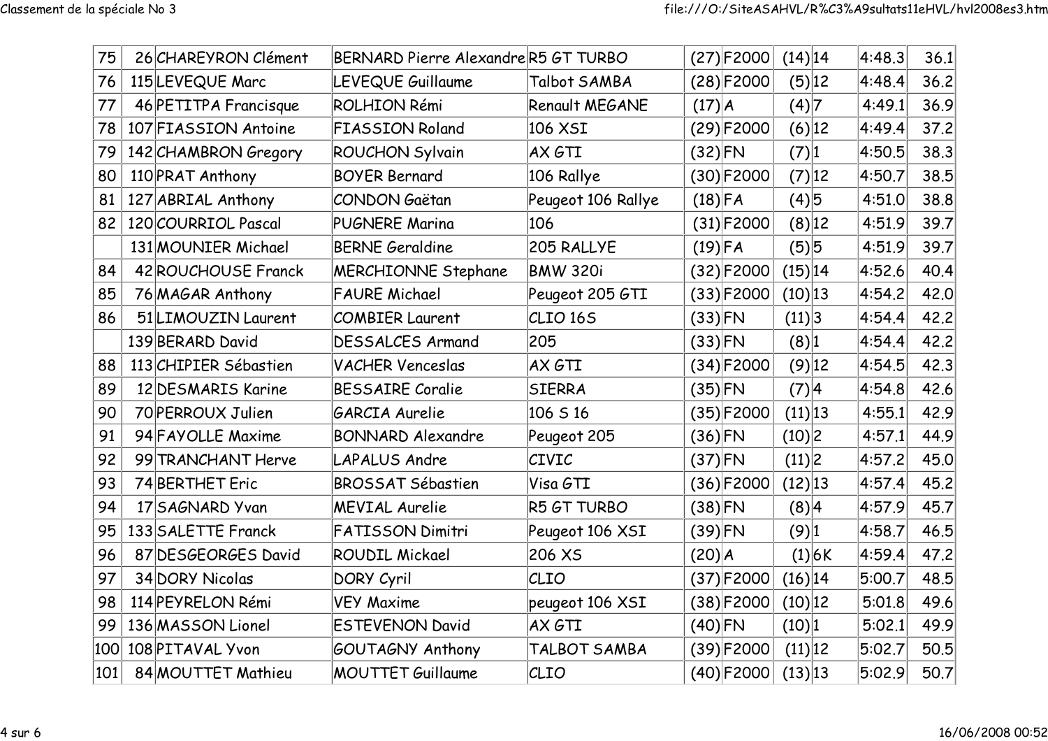| | | | | | | | | | | |
|---|---|---|---|---|---|---|---|---|---|---|
| 75 | 26 | CHAREYRON Clément | BERNARD Pierre Alexandre | R5 GT TURBO | (27) | F2000 | (14) | 14 | 4:48.3 | 36.1 |
| 76 | 115 | LEVEQUE Marc | LEVEQUE Guillaume | Talbot SAMBA | (28) | F2000 | (5) | 12 | 4:48.4 | 36.2 |
| 77 | 46 | PETITPA Francisque | ROLHION Rémi | Renault MEGANE | (17) | A | (4) | 7 | 4:49.1 | 36.9 |
| 78 | 107 | FIASSION Antoine | FIASSION Roland | 106 XSI | (29) | F2000 | (6) | 12 | 4:49.4 | 37.2 |
| 79 | 142 | CHAMBRON Gregory | ROUCHON Sylvain | AX GTI | (32) | FN | (7) | 1 | 4:50.5 | 38.3 |
| 80 | 110 | PRAT Anthony | BOYER Bernard | 106 Rallye | (30) | F2000 | (7) | 12 | 4:50.7 | 38.5 |
| 81 | 127 | ABRIAL Anthony | CONDON Gaëtan | Peugeot 106 Rallye | (18) | FA | (4) | 5 | 4:51.0 | 38.8 |
| 82 | 120 | COURRIOL Pascal | PUGNERE Marina | 106 | (31) | F2000 | (8) | 12 | 4:51.9 | 39.7 |
| | 131 | MOUNIER Michael | BERNE Geraldine | 205 RALLYE | (19) | FA | (5) | 5 | 4:51.9 | 39.7 |
| 84 | 42 | ROUCHOUSE Franck | MERCHIONNE Stephane | BMW 320i | (32) | F2000 | (15) | 14 | 4:52.6 | 40.4 |
| 85 | 76 | MAGAR Anthony | FAURE Michael | Peugeot 205 GTI | (33) | F2000 | (10) | 13 | 4:54.2 | 42.0 |
| 86 | 51 | LIMOUZIN Laurent | COMBIER Laurent | CLIO 16S | (33) | FN | (11) | 3 | 4:54.4 | 42.2 |
| | 139 | BERARD David | DESSALCES Armand | 205 | (33) | FN | (8) | 1 | 4:54.4 | 42.2 |
| 88 | 113 | CHIPIER Sébastien | VACHER Venceslas | AX GTI | (34) | F2000 | (9) | 12 | 4:54.5 | 42.3 |
| 89 | 12 | DESMARIS Karine | BESSAIRE Coralie | SIERRA | (35) | FN | (7) | 4 | 4:54.8 | 42.6 |
| 90 | 70 | PERROUX Julien | GARCIA Aurelie | 106 S 16 | (35) | F2000 | (11) | 13 | 4:55.1 | 42.9 |
| 91 | 94 | FAYOLLE Maxime | BONNARD Alexandre | Peugeot 205 | (36) | FN | (10) | 2 | 4:57.1 | 44.9 |
| 92 | 99 | TRANCHANT Herve | LAPALUS Andre | CIVIC | (37) | FN | (11) | 2 | 4:57.2 | 45.0 |
| 93 | 74 | BERTHET Eric | BROSSAT Sébastien | Visa GTI | (36) | F2000 | (12) | 13 | 4:57.4 | 45.2 |
| 94 | 17 | SAGNARD Yvan | MEVIAL Aurelie | R5 GT TURBO | (38) | FN | (8) | 4 | 4:57.9 | 45.7 |
| 95 | 133 | SALETTE Franck | FATISSON Dimitri | Peugeot 106 XSI | (39) | FN | (9) | 1 | 4:58.7 | 46.5 |
| 96 | 87 | DESGEORGES David | ROUDIL Mickael | 206 XS | (20) | A | (1) | 6K | 4:59.4 | 47.2 |
| 97 | 34 | DORY Nicolas | DORY Cyril | CLIO | (37) | F2000 | (16) | 14 | 5:00.7 | 48.5 |
| 98 | 114 | PEYRELON Rémi | VEY Maxime | peugeot 106 XSI | (38) | F2000 | (10) | 12 | 5:01.8 | 49.6 |
| 99 | 136 | MASSON Lionel | ESTEVENON David | AX GTI | (40) | FN | (10) | 1 | 5:02.1 | 49.9 |
| 100 | 108 | PITAVAL Yvon | GOUTAGNY Anthony | TALBOT SAMBA | (39) | F2000 | (11) | 12 | 5:02.7 | 50.5 |
| 101 | 84 | MOUTTET Mathieu | MOUTTET Guillaume | CLIO | (40) | F2000 | (13) | 13 | 5:02.9 | 50.7 |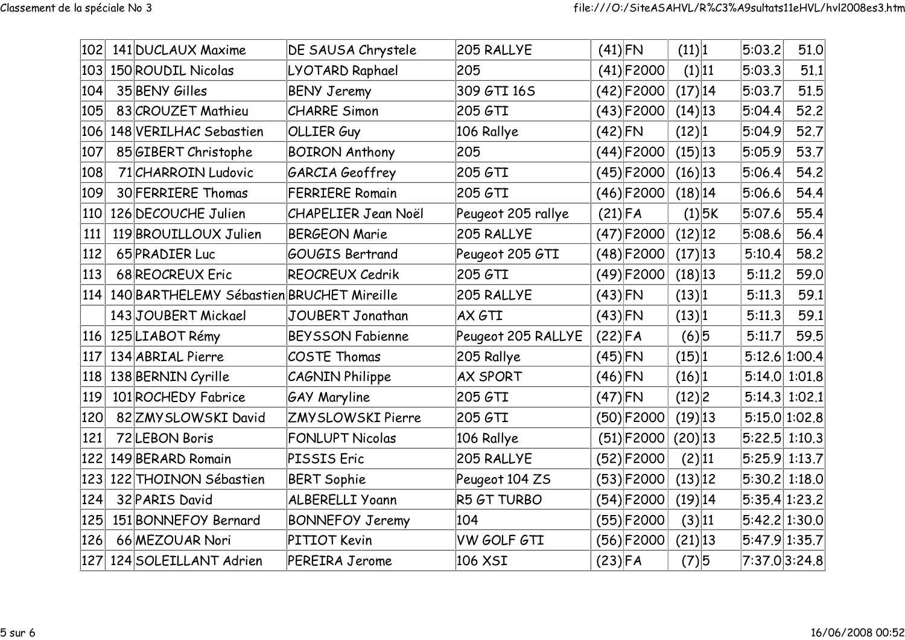| | | | | | | | | | | | |
|---|---|---|---|---|---|---|---|---|---|---|---|
| 102 | 141 | DUCLAUX Maxime | DE SAUSA Chrystele | 205 RALLYE | (41) | FN | (11) | 1 | | 5:03.2 | 51.0 |
| 103 | 150 | ROUDIL Nicolas | LYOTARD Raphael | 205 | (41) | F2000 | (1) | 11 | | 5:03.3 | 51.1 |
| 104 | 35 | BENY Gilles | BENY Jeremy | 309 GTI 16S | (42) | F2000 | (17) | 14 | | 5:03.7 | 51.5 |
| 105 | 83 | CROUZET Mathieu | CHARRE Simon | 205 GTI | (43) | F2000 | (14) | 13 | | 5:04.4 | 52.2 |
| 106 | 148 | VERILHAC Sebastien | OLLIER Guy | 106 Rallye | (42) | FN | (12) | 1 | | 5:04.9 | 52.7 |
| 107 | 85 | GIBERT Christophe | BOIRON Anthony | 205 | (44) | F2000 | (15) | 13 | | 5:05.9 | 53.7 |
| 108 | 71 | CHARROIN Ludovic | GARCIA Geoffrey | 205 GTI | (45) | F2000 | (16) | 13 | | 5:06.4 | 54.2 |
| 109 | 30 | FERRIERE Thomas | FERRIERE Romain | 205 GTI | (46) | F2000 | (18) | 14 | | 5:06.6 | 54.4 |
| 110 | 126 | DECOUCHE Julien | CHAPELIER Jean Noël | Peugeot 205 rallye | (21) | FA | (1) | 5K | | 5:07.6 | 55.4 |
| 111 | 119 | BROUILLOUX Julien | BERGEON Marie | 205 RALLYE | (47) | F2000 | (12) | 12 | | 5:08.6 | 56.4 |
| 112 | 65 | PRADIER Luc | GOUGIS Bertrand | Peugeot 205 GTI | (48) | F2000 | (17) | 13 | | 5:10.4 | 58.2 |
| 113 | 68 | REOCREUX Eric | REOCREUX Cedrik | 205 GTI | (49) | F2000 | (18) | 13 | | 5:11.2 | 59.0 |
| 114 | 140 | BARTHELEMY Sébastien | BRUCHET Mireille | 205 RALLYE | (43) | FN | (13) | 1 | | 5:11.3 | 59.1 |
| | 143 | JOUBERT Mickael | JOUBERT Jonathan | AX GTI | (43) | FN | (13) | 1 | | 5:11.3 | 59.1 |
| 116 | 125 | LIABOT Rémy | BEYSSON Fabienne | Peugeot 205 RALLYE | (22) | FA | (6) | 5 | | 5:11.7 | 59.5 |
| 117 | 134 | ABRIAL Pierre | COSTE Thomas | 205 Rallye | (45) | FN | (15) | 1 | | 5:12.6 | 1:00.4 |
| 118 | 138 | BERNIN Cyrille | CAGNIN Philippe | AX SPORT | (46) | FN | (16) | 1 | | 5:14.0 | 1:01.8 |
| 119 | 101 | ROCHEDY Fabrice | GAY Maryline | 205 GTI | (47) | FN | (12) | 2 | | 5:14.3 | 1:02.1 |
| 120 | 82 | ZMYSLOWSKI David | ZMYSLOWSKI Pierre | 205 GTI | (50) | F2000 | (19) | 13 | | 5:15.0 | 1:02.8 |
| 121 | 72 | LEBON Boris | FONLUPT Nicolas | 106 Rallye | (51) | F2000 | (20) | 13 | | 5:22.5 | 1:10.3 |
| 122 | 149 | BERARD Romain | PISSIS Eric | 205 RALLYE | (52) | F2000 | (2) | 11 | | 5:25.9 | 1:13.7 |
| 123 | 122 | THOINON Sébastien | BERT Sophie | Peugeot 104 ZS | (53) | F2000 | (13) | 12 | | 5:30.2 | 1:18.0 |
| 124 | 32 | PARIS David | ALBERELLI Yoann | R5 GT TURBO | (54) | F2000 | (19) | 14 | | 5:35.4 | 1:23.2 |
| 125 | 151 | BONNEFOY Bernard | BONNEFOY Jeremy | 104 | (55) | F2000 | (3) | 11 | | 5:42.2 | 1:30.0 |
| 126 | 66 | MEZOUAR Nori | PITIOT Kevin | VW GOLF GTI | (56) | F2000 | (21) | 13 | | 5:47.9 | 1:35.7 |
| 127 | 124 | SOLEILLANT Adrien | PEREIRA Jerome | 106 XSI | (23) | FA | (7) | 5 | | 7:37.0 | 3:24.8 |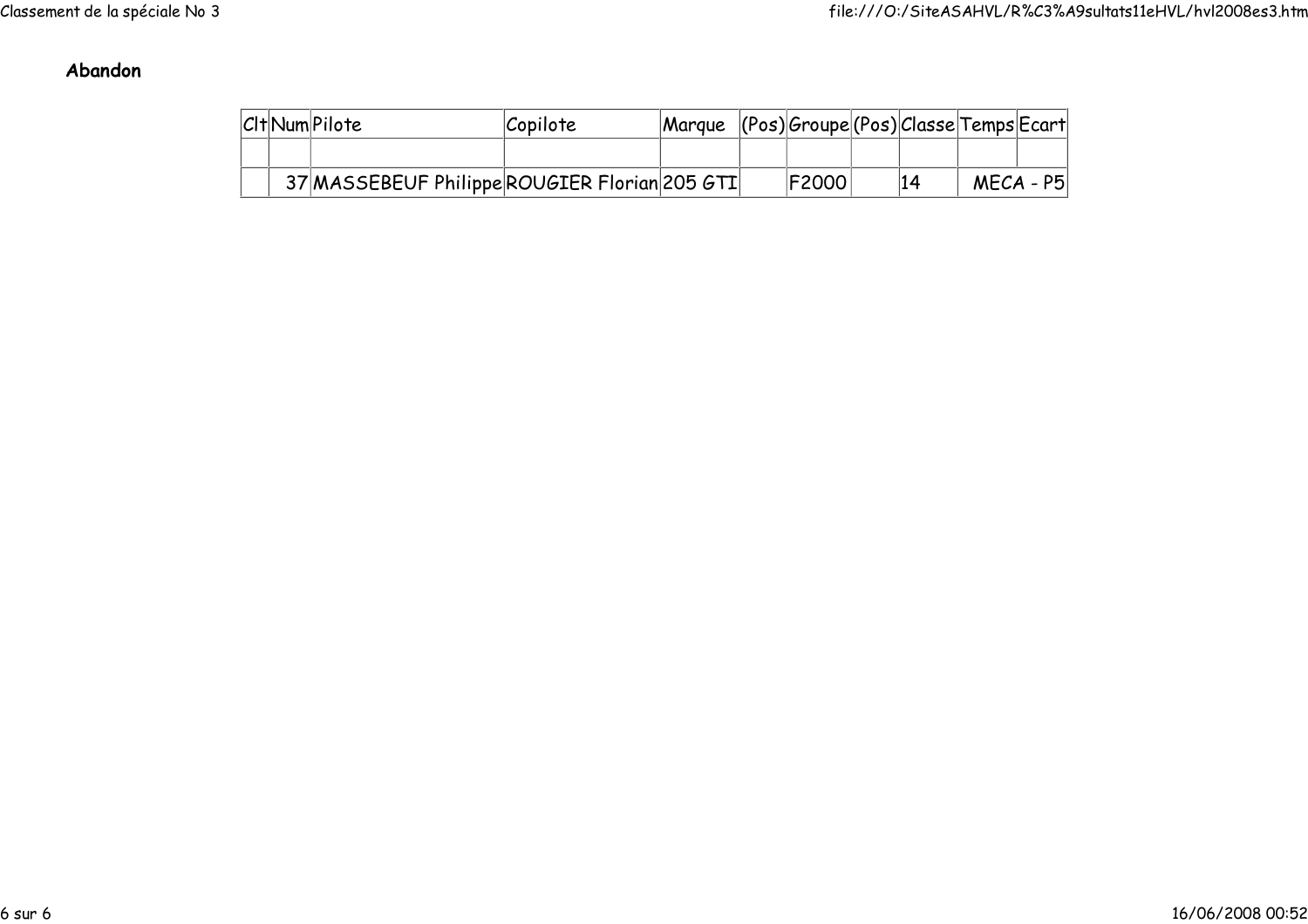**Abandon**

| Clt | Num | Pilote | Copilote | Marque | (Pos) | Groupe | (Pos) | Classe | Temps | Ecart |
|---|---|---|---|---|---|---|---|---|---|---|
| | | | | | | | | | | |
| | 37 | MASSEBEUF Philippe | ROUGIER Florian | 205 GTI | | F2000 | | 14 | MECA - P5 | |